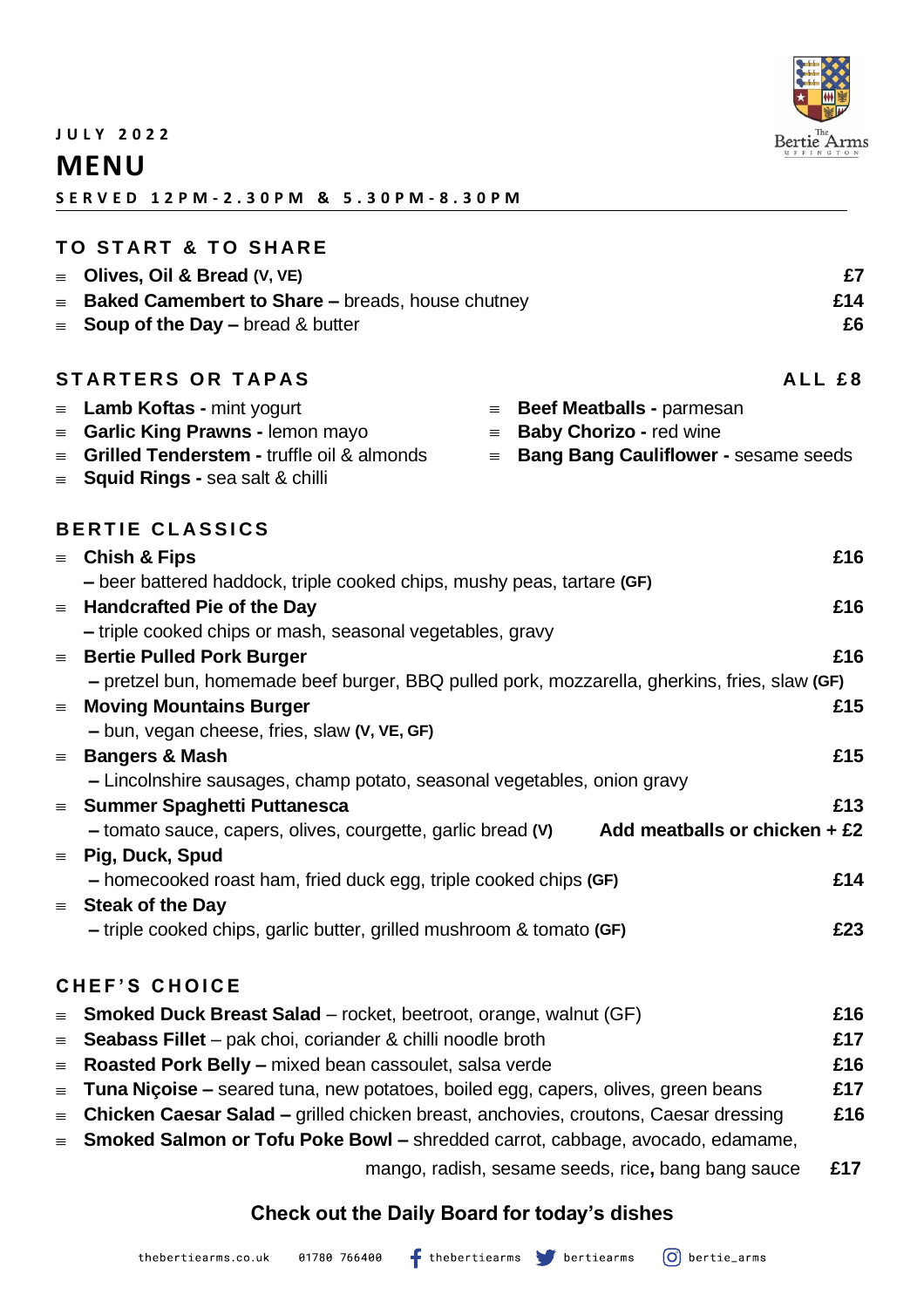JULY 2022

# MENU

SERVED 12PM-2.30PM & 5.30PM-8.30PM

## TO START & TO SHARE

- **Olives, Oil & Bread (V, VE)** — £7
- **Baked Camembert to Share –** breads, house chutney — £14
- **Soup of the Day –** bread & butter — £6

## STARTERS OR TAPAS — ALL £8

- **Lamb Koftas -** mint yogurt
- **Garlic King Prawns -** lemon mayo
- **Grilled Tenderstem -** truffle oil & almonds
- **Squid Rings -** sea salt & chilli
- **Beef Meatballs -** parmesan
- **Baby Chorizo -** red wine
- **Bang Bang Cauliflower -** sesame seeds

## BERTIE CLASSICS

- **Chish & Fips** — £16
  – beer battered haddock, triple cooked chips, mushy peas, tartare **(GF)**
- **Handcrafted Pie of the Day** — £16
  – triple cooked chips or mash, seasonal vegetables, gravy
- **Bertie Pulled Pork Burger** — £16
  – pretzel bun, homemade beef burger, BBQ pulled pork, mozzarella, gherkins, fries, slaw **(GF)**
- **Moving Mountains Burger** — £15
  – bun, vegan cheese, fries, slaw **(V, VE, GF)**
- **Bangers & Mash** — £15
  – Lincolnshire sausages, champ potato, seasonal vegetables, onion gravy
- **Summer Spaghetti Puttanesca** — £13
  – tomato sauce, capers, olives, courgette, garlic bread **(V)** — **Add meatballs or chicken + £2**
- **Pig, Duck, Spud** — £14
  – homecooked roast ham, fried duck egg, triple cooked chips **(GF)**
- **Steak of the Day** — £23
  – triple cooked chips, garlic butter, grilled mushroom & tomato **(GF)**

## CHEF'S CHOICE

- **Smoked Duck Breast Salad** – rocket, beetroot, orange, walnut (GF) — £16
- **Seabass Fillet** – pak choi, coriander & chilli noodle broth — £17
- **Roasted Pork Belly –** mixed bean cassoulet, salsa verde — £16
- **Tuna Niçoise –** seared tuna, new potatoes, boiled egg, capers, olives, green beans — £17
- **Chicken Caesar Salad –** grilled chicken breast, anchovies, croutons, Caesar dressing — £16
- **Smoked Salmon or Tofu Poke Bowl –** shredded carrot, cabbage, avocado, edamame, mango, radish, sesame seeds, rice**,** bang bang sauce — £17

**Check out the Daily Board for today's dishes**

thebertiearms.co.uk 01780 766400 thebertiearms bertiearms bertie_arms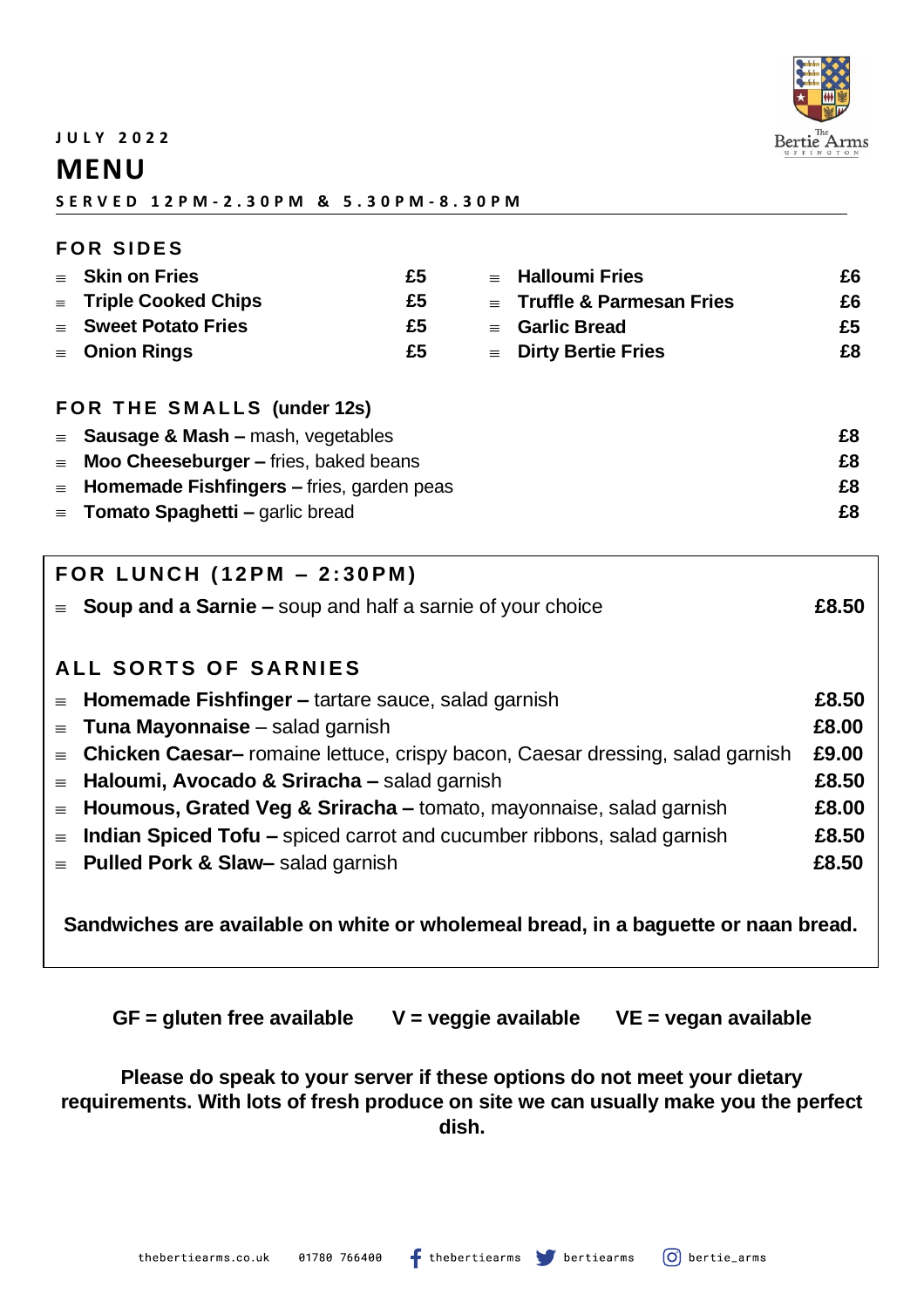JULY 2022

# MENU

SERVED 12PM-2.30PM & 5.30PM-8.30PM

## FOR SIDES

| | |
|---|---|
| ≡ **Skin on Fries** | **£5** |
| ≡ **Triple Cooked Chips** | **£5** |
| ≡ **Sweet Potato Fries** | **£5** |
| ≡ **Onion Rings** | **£5** |
| ≡ **Halloumi Fries** | **£6** |
| ≡ **Truffle & Parmesan Fries** | **£6** |
| ≡ **Garlic Bread** | **£5** |
| ≡ **Dirty Bertie Fries** | **£8** |

## FOR THE SMALLS (under 12s)

| | |
|---|---|
| ≡ **Sausage & Mash –** mash, vegetables | **£8** |
| ≡ **Moo Cheeseburger –** fries, baked beans | **£8** |
| ≡ **Homemade Fishfingers –** fries, garden peas | **£8** |
| ≡ **Tomato Spaghetti –** garlic bread | **£8** |

## FOR LUNCH (12PM – 2:30PM)

| | |
|---|---|
| ≡ **Soup and a Sarnie –** soup and half a sarnie of your choice | **£8.50** |

## ALL SORTS OF SARNIES

| | |
|---|---|
| ≡ **Homemade Fishfinger –** tartare sauce, salad garnish | **£8.50** |
| ≡ **Tuna Mayonnaise** – salad garnish | **£8.00** |
| ≡ **Chicken Caesar–** romaine lettuce, crispy bacon, Caesar dressing, salad garnish | **£9.00** |
| ≡ **Haloumi, Avocado & Sriracha –** salad garnish | **£8.50** |
| ≡ **Houmous, Grated Veg & Sriracha –** tomato, mayonnaise, salad garnish | **£8.00** |
| ≡ **Indian Spiced Tofu –** spiced carrot and cucumber ribbons, salad garnish | **£8.50** |
| ≡ **Pulled Pork & Slaw–** salad garnish | **£8.50** |

**Sandwiches are available on white or wholemeal bread, in a baguette or naan bread.**

**GF = gluten free available V = veggie available VE = vegan available**

**Please do speak to your server if these options do not meet your dietary requirements. With lots of fresh produce on site we can usually make you the perfect dish.**

thebertiearms.co.uk 01780 766400 thebertiearms bertiearms bertie_arms